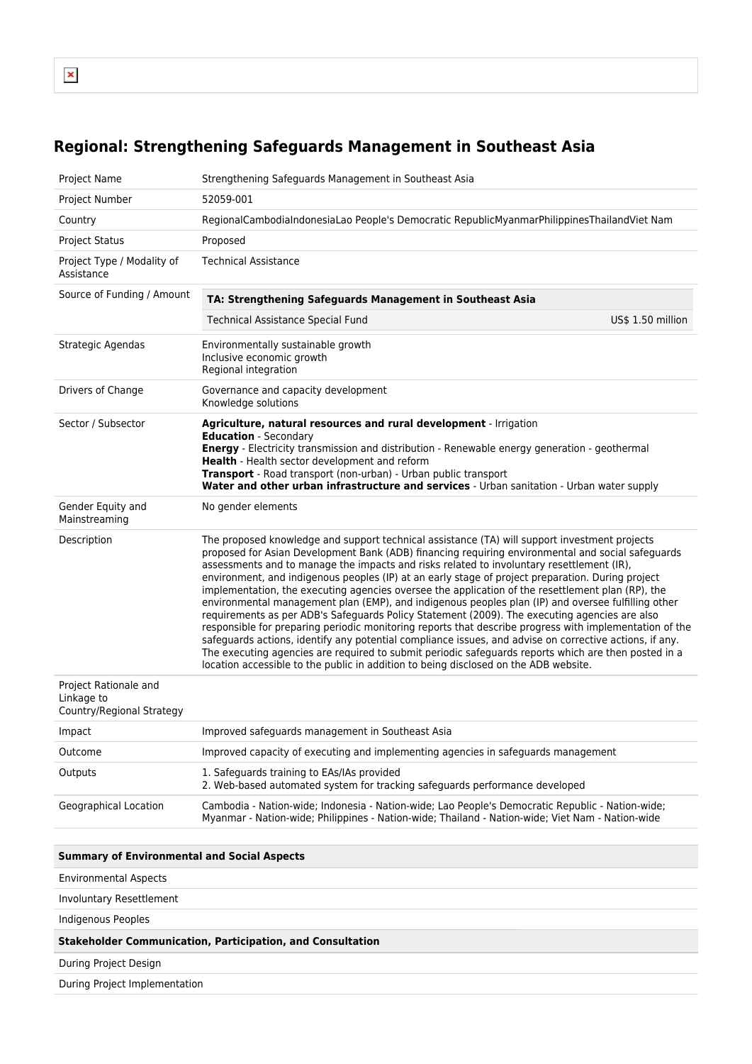## Regional: Strengthening Safeguards Management in Southeast Asia

| | |
|---|---|
| Project Name | Strengthening Safeguards Management in Southeast Asia |
| Project Number | 52059-001 |
| Country | RegionalCambodiaIndonesiaLao People's Democratic RepublicMyanmarPhilippinesThailandViet Nam |
| Project Status | Proposed |
| Project Type / Modality of Assistance | Technical Assistance |
| Source of Funding / Amount | **TA: Strengthening Safeguards Management in Southeast Asia**<br>Technical Assistance Special Fund — US$ 1.50 million |
| Strategic Agendas | Environmentally sustainable growth<br>Inclusive economic growth<br>Regional integration |
| Drivers of Change | Governance and capacity development<br>Knowledge solutions |
| Sector / Subsector | **Agriculture, natural resources and rural development** - Irrigation<br>**Education** - Secondary<br>**Energy** - Electricity transmission and distribution - Renewable energy generation - geothermal<br>**Health** - Health sector development and reform<br>**Transport** - Road transport (non-urban) - Urban public transport<br>**Water and other urban infrastructure and services** - Urban sanitation - Urban water supply |
| Gender Equity and Mainstreaming | No gender elements |
| Description | The proposed knowledge and support technical assistance (TA) will support investment projects proposed for Asian Development Bank (ADB) financing requiring environmental and social safeguards assessments and to manage the impacts and risks related to involuntary resettlement (IR), environment, and indigenous peoples (IP) at an early stage of project preparation. During project implementation, the executing agencies oversee the application of the resettlement plan (RP), the environmental management plan (EMP), and indigenous peoples plan (IP) and oversee fulfilling other requirements as per ADB's Safeguards Policy Statement (2009). The executing agencies are also responsible for preparing periodic monitoring reports that describe progress with implementation of the safeguards actions, identify any potential compliance issues, and advise on corrective actions, if any. The executing agencies are required to submit periodic safeguards reports which are then posted in a location accessible to the public in addition to being disclosed on the ADB website. |
| Project Rationale and Linkage to Country/Regional Strategy | |
| Impact | Improved safeguards management in Southeast Asia |
| Outcome | Improved capacity of executing and implementing agencies in safeguards management |
| Outputs | 1. Safeguards training to EAs/IAs provided<br>2. Web-based automated system for tracking safeguards performance developed |
| Geographical Location | Cambodia - Nation-wide; Indonesia - Nation-wide; Lao People's Democratic Republic - Nation-wide; Myanmar - Nation-wide; Philippines - Nation-wide; Thailand - Nation-wide; Viet Nam - Nation-wide |

| **Summary of Environmental and Social Aspects** | |
|---|---|
| Environmental Aspects | |
| Involuntary Resettlement | |
| Indigenous Peoples | |
| **Stakeholder Communication, Participation, and Consultation** | |
| During Project Design | |
| During Project Implementation | |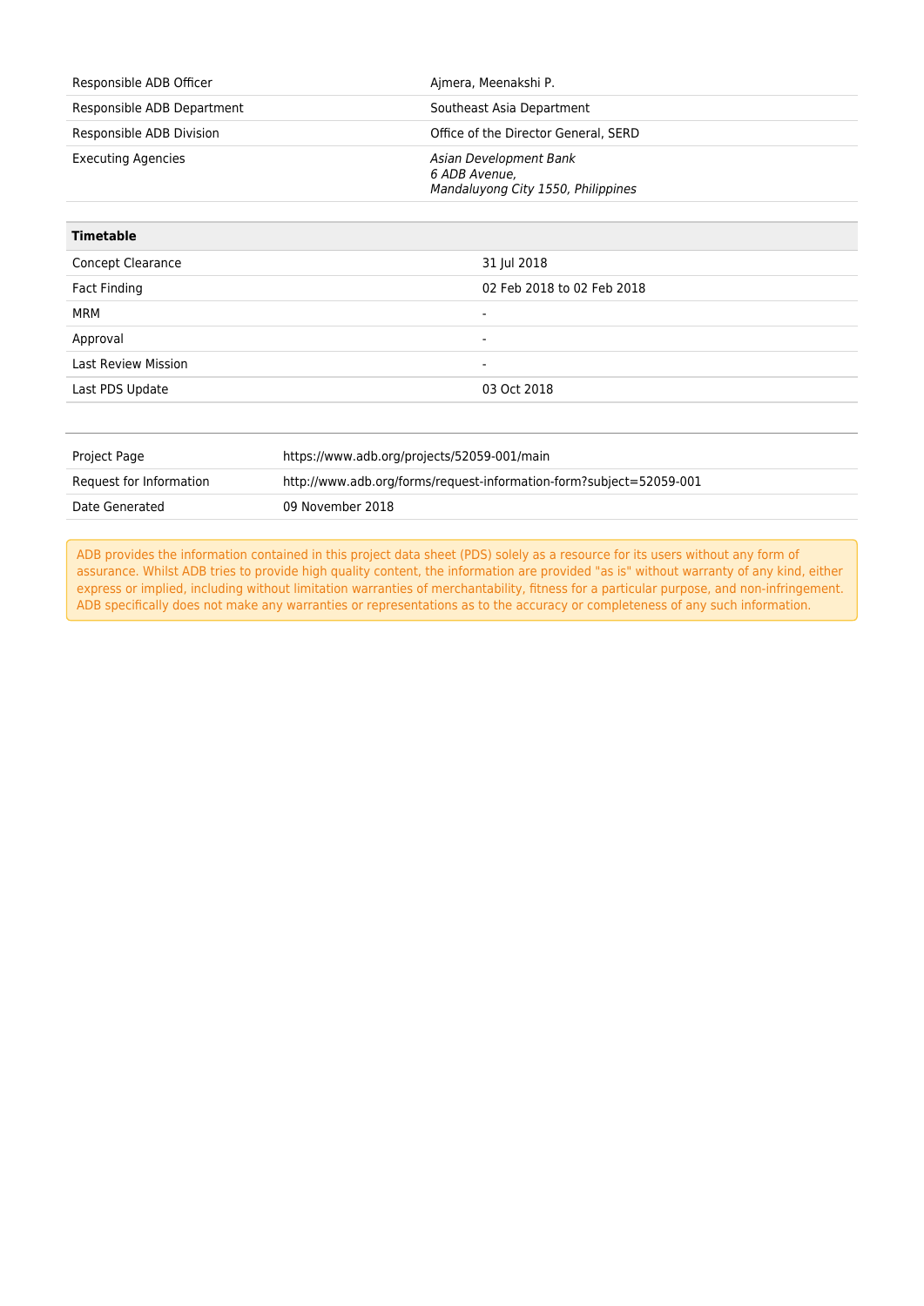| | |
|---|---|
| Responsible ADB Officer | Ajmera, Meenakshi P. |
| Responsible ADB Department | Southeast Asia Department |
| Responsible ADB Division | Office of the Director General, SERD |
| Executing Agencies | *Asian Development Bank*<br>*6 ADB Avenue,*<br>*Mandaluyong City 1550, Philippines* |

| **Timetable** | |
|---|---|
| Concept Clearance | 31 Jul 2018 |
| Fact Finding | 02 Feb 2018 to 02 Feb 2018 |
| MRM | - |
| Approval | - |
| Last Review Mission | - |
| Last PDS Update | 03 Oct 2018 |

| | |
|---|---|
| Project Page | https://www.adb.org/projects/52059-001/main |
| Request for Information | http://www.adb.org/forms/request-information-form?subject=52059-001 |
| Date Generated | 09 November 2018 |

ADB provides the information contained in this project data sheet (PDS) solely as a resource for its users without any form of assurance. Whilst ADB tries to provide high quality content, the information are provided "as is" without warranty of any kind, either express or implied, including without limitation warranties of merchantability, fitness for a particular purpose, and non-infringement. ADB specifically does not make any warranties or representations as to the accuracy or completeness of any such information.